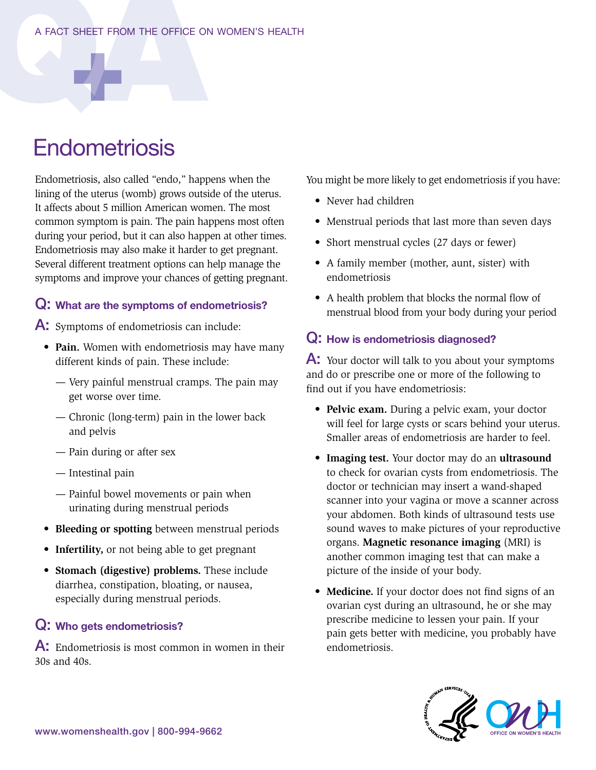A FACT SHEET FROM THE OFFICE ON WOMEN'S HEALTH

# Endometriosis

Endometriosis, also called "endo," happens when the lining of the uterus (womb) grows outside of the uterus. It affects about 5 million American women. The most common symptom is pain. The pain happens most often during your period, but it can also happen at other times. Endometriosis may also make it harder to get pregnant. Several different treatment options can help manage the symptoms and improve your chances of getting pregnant.

## Q: What are the symptoms of endometriosis?

**A:** Symptoms of endometriosis can include:

- **Pain.** Women with endometriosis may have many different kinds of pain. These include:
  - Very painful menstrual cramps. The pain may get worse over time.
  - Chronic (long-term) pain in the lower back and pelvis
  - Pain during or after sex
  - Intestinal pain
  - Painful bowel movements or pain when urinating during menstrual periods
- **Bleeding or spotting** between menstrual periods
- **Infertility,** or not being able to get pregnant
- **Stomach (digestive) problems.** These include diarrhea, constipation, bloating, or nausea, especially during menstrual periods.

## Q: Who gets endometriosis?

**A:** Endometriosis is most common in women in their 30s and 40s.

You might be more likely to get endometriosis if you have:

- Never had children
- Menstrual periods that last more than seven days
- Short menstrual cycles (27 days or fewer)
- A family member (mother, aunt, sister) with endometriosis
- A health problem that blocks the normal flow of menstrual blood from your body during your period

## Q: How is endometriosis diagnosed?

**A:** Your doctor will talk to you about your symptoms and do or prescribe one or more of the following to find out if you have endometriosis:

- **Pelvic exam.** During a pelvic exam, your doctor will feel for large cysts or scars behind your uterus. Smaller areas of endometriosis are harder to feel.
- **Imaging test.** Your doctor may do an **ultrasound** to check for ovarian cysts from endometriosis. The doctor or technician may insert a wand-shaped scanner into your vagina or move a scanner across your abdomen. Both kinds of ultrasound tests use sound waves to make pictures of your reproductive organs. **Magnetic resonance imaging** (MRI) is another common imaging test that can make a picture of the inside of your body.
- **Medicine.** If your doctor does not find signs of an ovarian cyst during an ultrasound, he or she may prescribe medicine to lessen your pain. If your pain gets better with medicine, you probably have endometriosis.

www.womenshealth.gov | 800-994-9662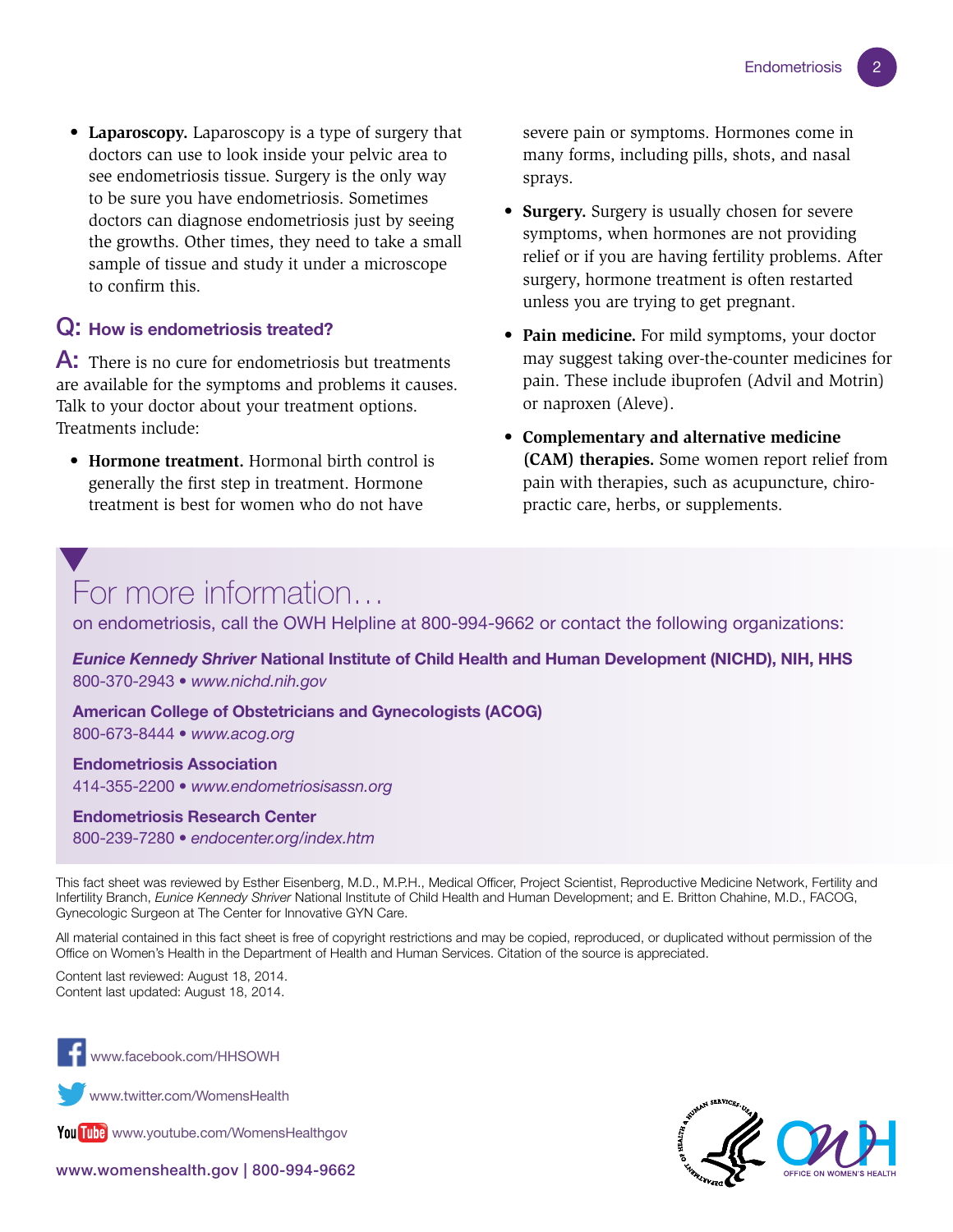- **Laparoscopy.** Laparoscopy is a type of surgery that doctors can use to look inside your pelvic area to see endometriosis tissue. Surgery is the only way to be sure you have endometriosis. Sometimes doctors can diagnose endometriosis just by seeing the growths. Other times, they need to take a small sample of tissue and study it under a microscope to confirm this.

## Q: How is endometriosis treated?

**A:** There is no cure for endometriosis but treatments are available for the symptoms and problems it causes. Talk to your doctor about your treatment options. Treatments include:

- **Hormone treatment.** Hormonal birth control is generally the first step in treatment. Hormone treatment is best for women who do not have severe pain or symptoms. Hormones come in many forms, including pills, shots, and nasal sprays.
- **Surgery.** Surgery is usually chosen for severe symptoms, when hormones are not providing relief or if you are having fertility problems. After surgery, hormone treatment is often restarted unless you are trying to get pregnant.
- **Pain medicine.** For mild symptoms, your doctor may suggest taking over-the-counter medicines for pain. These include ibuprofen (Advil and Motrin) or naproxen (Aleve).
- **Complementary and alternative medicine (CAM) therapies.** Some women report relief from pain with therapies, such as acupuncture, chiropractic care, herbs, or supplements.

## For more information…

on endometriosis, call the OWH Helpline at 800-994-9662 or contact the following organizations:

***Eunice Kennedy Shriver* National Institute of Child Health and Human Development (NICHD), NIH, HHS**
800-370-2943 • *www.nichd.nih.gov*

**American College of Obstetricians and Gynecologists (ACOG)**
800-673-8444 • *www.acog.org*

**Endometriosis Association**
414-355-2200 • *www.endometriosisassn.org*

**Endometriosis Research Center**
800-239-7280 • *endocenter.org/index.htm*

This fact sheet was reviewed by Esther Eisenberg, M.D., M.P.H., Medical Officer, Project Scientist, Reproductive Medicine Network, Fertility and Infertility Branch, *Eunice Kennedy Shriver* National Institute of Child Health and Human Development; and E. Britton Chahine, M.D., FACOG, Gynecologic Surgeon at The Center for Innovative GYN Care.

All material contained in this fact sheet is free of copyright restrictions and may be copied, reproduced, or duplicated without permission of the Office on Women's Health in the Department of Health and Human Services. Citation of the source is appreciated.

Content last reviewed: August 18, 2014.
Content last updated: August 18, 2014.

www.facebook.com/HHSOWH

www.twitter.com/WomensHealth

www.youtube.com/WomensHealthgov

**www.womenshealth.gov | 800-994-9662**

OFFICE ON WOMEN'S HEALTH